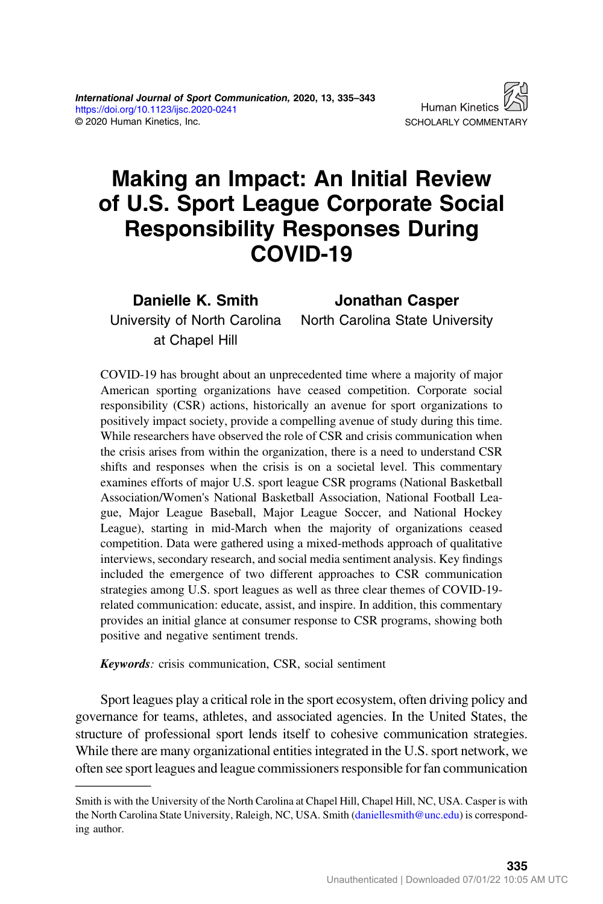# Making an Impact: An Initial Review of U.S. Sport League Corporate Social Responsibility Responses During COVID-19

**Danielle K. Smith**
University of North Carolina at Chapel Hill

**Jonathan Casper**
North Carolina State University

COVID-19 has brought about an unprecedented time where a majority of major American sporting organizations have ceased competition. Corporate social responsibility (CSR) actions, historically an avenue for sport organizations to positively impact society, provide a compelling avenue of study during this time. While researchers have observed the role of CSR and crisis communication when the crisis arises from within the organization, there is a need to understand CSR shifts and responses when the crisis is on a societal level. This commentary examines efforts of major U.S. sport league CSR programs (National Basketball Association/Women's National Basketball Association, National Football League, Major League Baseball, Major League Soccer, and National Hockey League), starting in mid-March when the majority of organizations ceased competition. Data were gathered using a mixed-methods approach of qualitative interviews, secondary research, and social media sentiment analysis. Key findings included the emergence of two different approaches to CSR communication strategies among U.S. sport leagues as well as three clear themes of COVID-19-related communication: educate, assist, and inspire. In addition, this commentary provides an initial glance at consumer response to CSR programs, showing both positive and negative sentiment trends.

***Keywords:*** crisis communication, CSR, social sentiment

Sport leagues play a critical role in the sport ecosystem, often driving policy and governance for teams, athletes, and associated agencies. In the United States, the structure of professional sport lends itself to cohesive communication strategies. While there are many organizational entities integrated in the U.S. sport network, we often see sport leagues and league commissioners responsible for fan communication

---

Smith is with the University of North Carolina at Chapel Hill, Chapel Hill, NC, USA. Casper is with the North Carolina State University, Raleigh, NC, USA. Smith (daniellesmith@unc.edu) is corresponding author.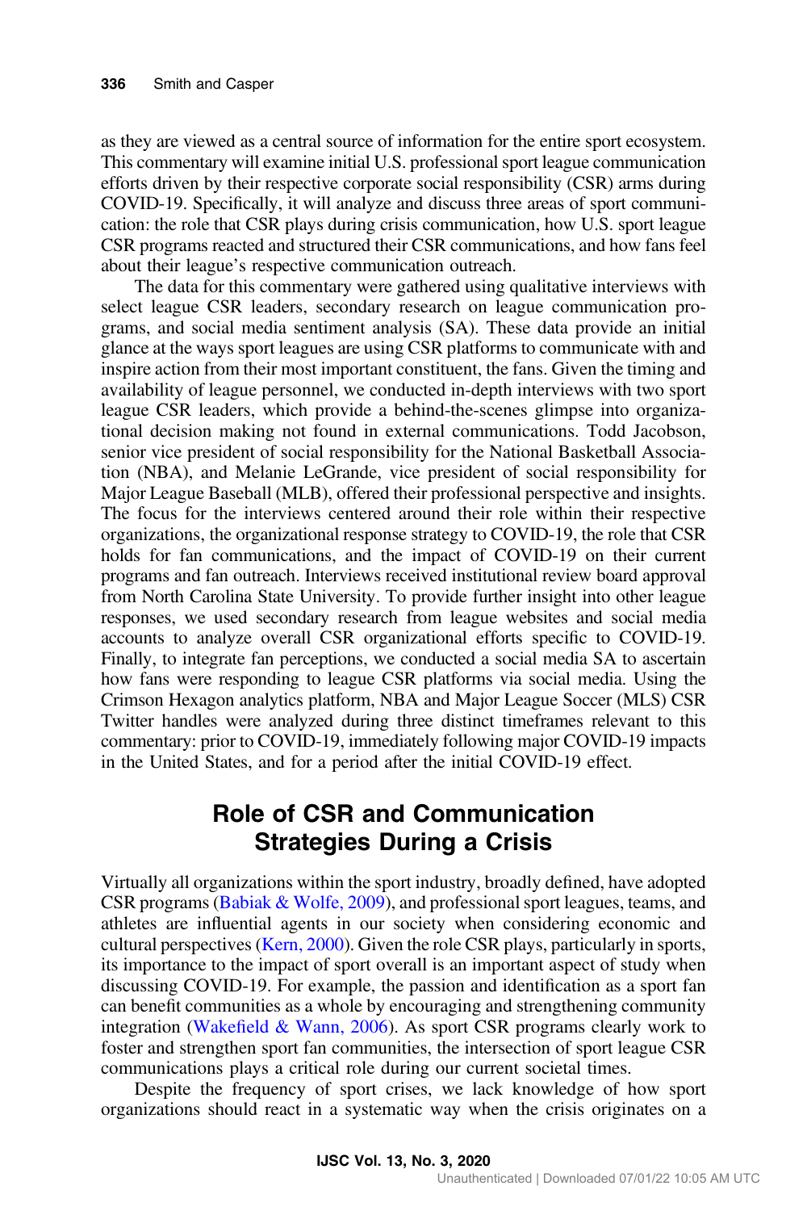as they are viewed as a central source of information for the entire sport ecosystem. This commentary will examine initial U.S. professional sport league communication efforts driven by their respective corporate social responsibility (CSR) arms during COVID-19. Specifically, it will analyze and discuss three areas of sport communication: the role that CSR plays during crisis communication, how U.S. sport league CSR programs reacted and structured their CSR communications, and how fans feel about their league's respective communication outreach.

The data for this commentary were gathered using qualitative interviews with select league CSR leaders, secondary research on league communication programs, and social media sentiment analysis (SA). These data provide an initial glance at the ways sport leagues are using CSR platforms to communicate with and inspire action from their most important constituent, the fans. Given the timing and availability of league personnel, we conducted in-depth interviews with two sport league CSR leaders, which provide a behind-the-scenes glimpse into organizational decision making not found in external communications. Todd Jacobson, senior vice president of social responsibility for the National Basketball Association (NBA), and Melanie LeGrande, vice president of social responsibility for Major League Baseball (MLB), offered their professional perspective and insights. The focus for the interviews centered around their role within their respective organizations, the organizational response strategy to COVID-19, the role that CSR holds for fan communications, and the impact of COVID-19 on their current programs and fan outreach. Interviews received institutional review board approval from North Carolina State University. To provide further insight into other league responses, we used secondary research from league websites and social media accounts to analyze overall CSR organizational efforts specific to COVID-19. Finally, to integrate fan perceptions, we conducted a social media SA to ascertain how fans were responding to league CSR platforms via social media. Using the Crimson Hexagon analytics platform, NBA and Major League Soccer (MLS) CSR Twitter handles were analyzed during three distinct timeframes relevant to this commentary: prior to COVID-19, immediately following major COVID-19 impacts in the United States, and for a period after the initial COVID-19 effect.

## Role of CSR and Communication Strategies During a Crisis

Virtually all organizations within the sport industry, broadly defined, have adopted CSR programs (Babiak & Wolfe, 2009), and professional sport leagues, teams, and athletes are influential agents in our society when considering economic and cultural perspectives (Kern, 2000). Given the role CSR plays, particularly in sports, its importance to the impact of sport overall is an important aspect of study when discussing COVID-19. For example, the passion and identification as a sport fan can benefit communities as a whole by encouraging and strengthening community integration (Wakefield & Wann, 2006). As sport CSR programs clearly work to foster and strengthen sport fan communities, the intersection of sport league CSR communications plays a critical role during our current societal times.

Despite the frequency of sport crises, we lack knowledge of how sport organizations should react in a systematic way when the crisis originates on a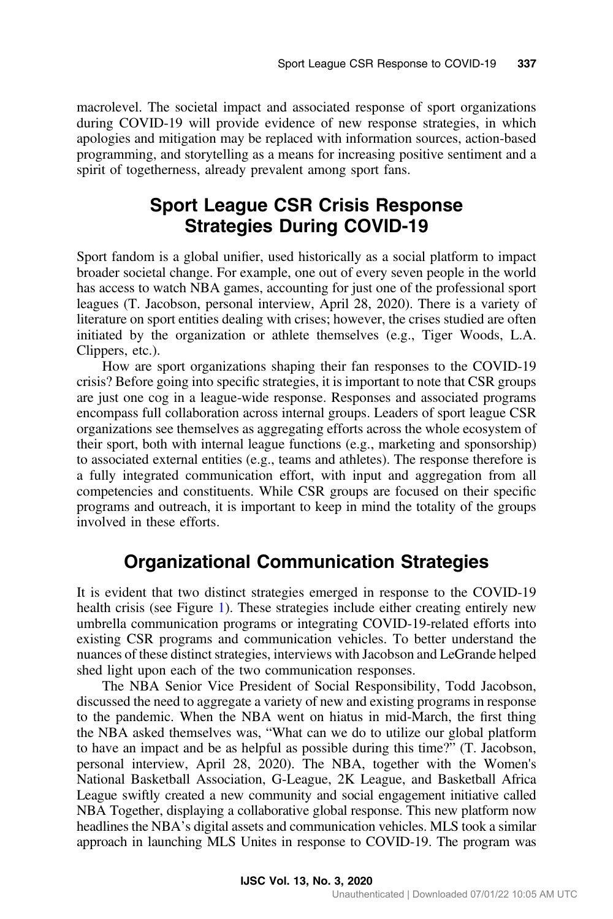macrolevel. The societal impact and associated response of sport organizations during COVID-19 will provide evidence of new response strategies, in which apologies and mitigation may be replaced with information sources, action-based programming, and storytelling as a means for increasing positive sentiment and a spirit of togetherness, already prevalent among sport fans.

## Sport League CSR Crisis Response Strategies During COVID-19

Sport fandom is a global unifier, used historically as a social platform to impact broader societal change. For example, one out of every seven people in the world has access to watch NBA games, accounting for just one of the professional sport leagues (T. Jacobson, personal interview, April 28, 2020). There is a variety of literature on sport entities dealing with crises; however, the crises studied are often initiated by the organization or athlete themselves (e.g., Tiger Woods, L.A. Clippers, etc.).

How are sport organizations shaping their fan responses to the COVID-19 crisis? Before going into specific strategies, it is important to note that CSR groups are just one cog in a league-wide response. Responses and associated programs encompass full collaboration across internal groups. Leaders of sport league CSR organizations see themselves as aggregating efforts across the whole ecosystem of their sport, both with internal league functions (e.g., marketing and sponsorship) to associated external entities (e.g., teams and athletes). The response therefore is a fully integrated communication effort, with input and aggregation from all competencies and constituents. While CSR groups are focused on their specific programs and outreach, it is important to keep in mind the totality of the groups involved in these efforts.

## Organizational Communication Strategies

It is evident that two distinct strategies emerged in response to the COVID-19 health crisis (see Figure 1). These strategies include either creating entirely new umbrella communication programs or integrating COVID-19-related efforts into existing CSR programs and communication vehicles. To better understand the nuances of these distinct strategies, interviews with Jacobson and LeGrande helped shed light upon each of the two communication responses.

The NBA Senior Vice President of Social Responsibility, Todd Jacobson, discussed the need to aggregate a variety of new and existing programs in response to the pandemic. When the NBA went on hiatus in mid-March, the first thing the NBA asked themselves was, "What can we do to utilize our global platform to have an impact and be as helpful as possible during this time?" (T. Jacobson, personal interview, April 28, 2020). The NBA, together with the Women's National Basketball Association, G-League, 2K League, and Basketball Africa League swiftly created a new community and social engagement initiative called NBA Together, displaying a collaborative global response. This new platform now headlines the NBA's digital assets and communication vehicles. MLS took a similar approach in launching MLS Unites in response to COVID-19. The program was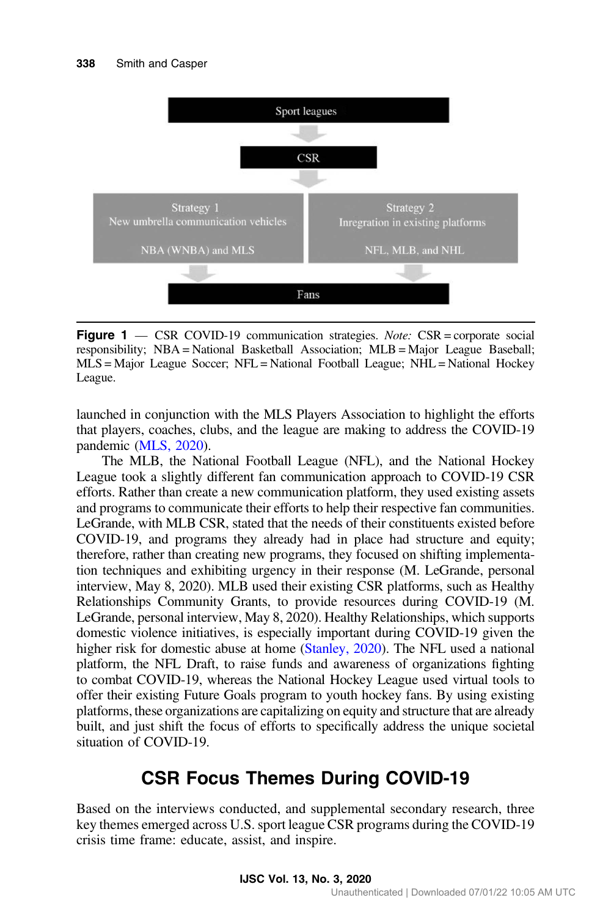**Figure 1** — CSR COVID-19 communication strategies. *Note:* CSR = corporate social responsibility; NBA = National Basketball Association; MLB = Major League Baseball; MLS = Major League Soccer; NFL = National Football League; NHL = National Hockey League.

launched in conjunction with the MLS Players Association to highlight the efforts that players, coaches, clubs, and the league are making to address the COVID-19 pandemic (MLS, 2020).

The MLB, the National Football League (NFL), and the National Hockey League took a slightly different fan communication approach to COVID-19 CSR efforts. Rather than create a new communication platform, they used existing assets and programs to communicate their efforts to help their respective fan communities. LeGrande, with MLB CSR, stated that the needs of their constituents existed before COVID-19, and programs they already had in place had structure and equity; therefore, rather than creating new programs, they focused on shifting implementation techniques and exhibiting urgency in their response (M. LeGrande, personal interview, May 8, 2020). MLB used their existing CSR platforms, such as Healthy Relationships Community Grants, to provide resources during COVID-19 (M. LeGrande, personal interview, May 8, 2020). Healthy Relationships, which supports domestic violence initiatives, is especially important during COVID-19 given the higher risk for domestic abuse at home (Stanley, 2020). The NFL used a national platform, the NFL Draft, to raise funds and awareness of organizations fighting to combat COVID-19, whereas the National Hockey League used virtual tools to offer their existing Future Goals program to youth hockey fans. By using existing platforms, these organizations are capitalizing on equity and structure that are already built, and just shift the focus of efforts to specifically address the unique societal situation of COVID-19.

## CSR Focus Themes During COVID-19

Based on the interviews conducted, and supplemental secondary research, three key themes emerged across U.S. sport league CSR programs during the COVID-19 crisis time frame: educate, assist, and inspire.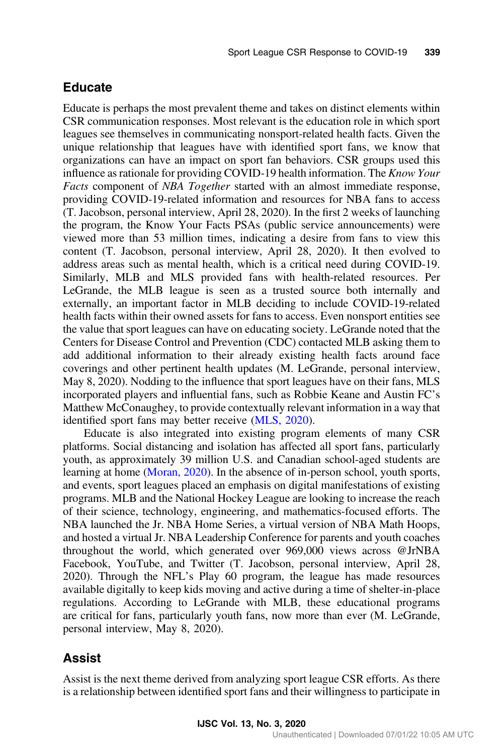## Educate

Educate is perhaps the most prevalent theme and takes on distinct elements within CSR communication responses. Most relevant is the education role in which sport leagues see themselves in communicating nonsport-related health facts. Given the unique relationship that leagues have with identified sport fans, we know that organizations can have an impact on sport fan behaviors. CSR groups used this influence as rationale for providing COVID-19 health information. The *Know Your Facts* component of *NBA Together* started with an almost immediate response, providing COVID-19-related information and resources for NBA fans to access (T. Jacobson, personal interview, April 28, 2020). In the first 2 weeks of launching the program, the Know Your Facts PSAs (public service announcements) were viewed more than 53 million times, indicating a desire from fans to view this content (T. Jacobson, personal interview, April 28, 2020). It then evolved to address areas such as mental health, which is a critical need during COVID-19. Similarly, MLB and MLS provided fans with health-related resources. Per LeGrande, the MLB league is seen as a trusted source both internally and externally, an important factor in MLB deciding to include COVID-19-related health facts within their owned assets for fans to access. Even nonsport entities see the value that sport leagues can have on educating society. LeGrande noted that the Centers for Disease Control and Prevention (CDC) contacted MLB asking them to add additional information to their already existing health facts around face coverings and other pertinent health updates (M. LeGrande, personal interview, May 8, 2020). Nodding to the influence that sport leagues have on their fans, MLS incorporated players and influential fans, such as Robbie Keane and Austin FC's Matthew McConaughey, to provide contextually relevant information in a way that identified sport fans may better receive (MLS, 2020).

Educate is also integrated into existing program elements of many CSR platforms. Social distancing and isolation has affected all sport fans, particularly youth, as approximately 39 million U.S. and Canadian school-aged students are learning at home (Moran, 2020). In the absence of in-person school, youth sports, and events, sport leagues placed an emphasis on digital manifestations of existing programs. MLB and the National Hockey League are looking to increase the reach of their science, technology, engineering, and mathematics-focused efforts. The NBA launched the Jr. NBA Home Series, a virtual version of NBA Math Hoops, and hosted a virtual Jr. NBA Leadership Conference for parents and youth coaches throughout the world, which generated over 969,000 views across @JrNBA Facebook, YouTube, and Twitter (T. Jacobson, personal interview, April 28, 2020). Through the NFL's Play 60 program, the league has made resources available digitally to keep kids moving and active during a time of shelter-in-place regulations. According to LeGrande with MLB, these educational programs are critical for fans, particularly youth fans, now more than ever (M. LeGrande, personal interview, May 8, 2020).

## Assist

Assist is the next theme derived from analyzing sport league CSR efforts. As there is a relationship between identified sport fans and their willingness to participate in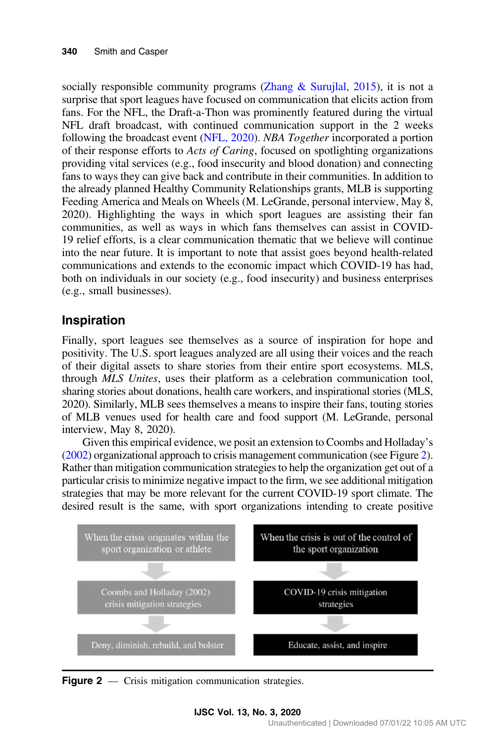socially responsible community programs (Zhang & Surujlal, 2015), it is not a surprise that sport leagues have focused on communication that elicits action from fans. For the NFL, the Draft-a-Thon was prominently featured during the virtual NFL draft broadcast, with continued communication support in the 2 weeks following the broadcast event (NFL, 2020). *NBA Together* incorporated a portion of their response efforts to *Acts of Caring*, focused on spotlighting organizations providing vital services (e.g., food insecurity and blood donation) and connecting fans to ways they can give back and contribute in their communities. In addition to the already planned Healthy Community Relationships grants, MLB is supporting Feeding America and Meals on Wheels (M. LeGrande, personal interview, May 8, 2020). Highlighting the ways in which sport leagues are assisting their fan communities, as well as ways in which fans themselves can assist in COVID-19 relief efforts, is a clear communication thematic that we believe will continue into the near future. It is important to note that assist goes beyond health-related communications and extends to the economic impact which COVID-19 has had, both on individuals in our society (e.g., food insecurity) and business enterprises (e.g., small businesses).

## Inspiration

Finally, sport leagues see themselves as a source of inspiration for hope and positivity. The U.S. sport leagues analyzed are all using their voices and the reach of their digital assets to share stories from their entire sport ecosystems. MLS, through *MLS Unites*, uses their platform as a celebration communication tool, sharing stories about donations, health care workers, and inspirational stories (MLS, 2020). Similarly, MLB sees themselves a means to inspire their fans, touting stories of MLB venues used for health care and food support (M. LeGrande, personal interview, May 8, 2020).

Given this empirical evidence, we posit an extension to Coombs and Holladay's (2002) organizational approach to crisis management communication (see Figure 2). Rather than mitigation communication strategies to help the organization get out of a particular crisis to minimize negative impact to the firm, we see additional mitigation strategies that may be more relevant for the current COVID-19 sport climate. The desired result is the same, with sport organizations intending to create positive

| When the crisis originates within the sport organization or athlete | When the crisis is out of the control of the sport organization |
|---|---|
| ↓ | ↓ |
| Coombs and Holladay (2002) crisis mitigation strategies | COVID-19 crisis mitigation strategies |
| ↓ | ↓ |
| Deny, diminish, rebuild, and bolster | Educate, assist, and inspire |

**Figure 2** — Crisis mitigation communication strategies.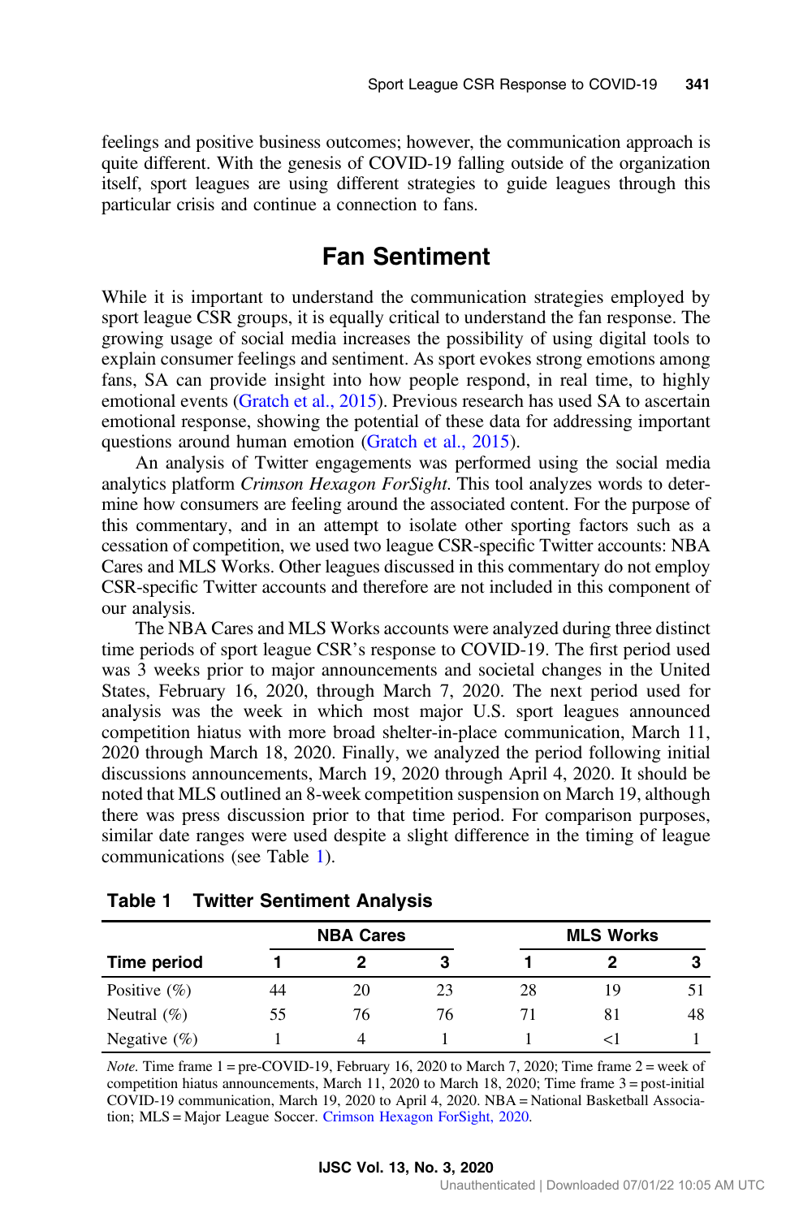feelings and positive business outcomes; however, the communication approach is quite different. With the genesis of COVID-19 falling outside of the organization itself, sport leagues are using different strategies to guide leagues through this particular crisis and continue a connection to fans.

## Fan Sentiment

While it is important to understand the communication strategies employed by sport league CSR groups, it is equally critical to understand the fan response. The growing usage of social media increases the possibility of using digital tools to explain consumer feelings and sentiment. As sport evokes strong emotions among fans, SA can provide insight into how people respond, in real time, to highly emotional events (Gratch et al., 2015). Previous research has used SA to ascertain emotional response, showing the potential of these data for addressing important questions around human emotion (Gratch et al., 2015).

An analysis of Twitter engagements was performed using the social media analytics platform *Crimson Hexagon ForSight*. This tool analyzes words to determine how consumers are feeling around the associated content. For the purpose of this commentary, and in an attempt to isolate other sporting factors such as a cessation of competition, we used two league CSR-specific Twitter accounts: NBA Cares and MLS Works. Other leagues discussed in this commentary do not employ CSR-specific Twitter accounts and therefore are not included in this component of our analysis.

The NBA Cares and MLS Works accounts were analyzed during three distinct time periods of sport league CSR's response to COVID-19. The first period used was 3 weeks prior to major announcements and societal changes in the United States, February 16, 2020, through March 7, 2020. The next period used for analysis was the week in which most major U.S. sport leagues announced competition hiatus with more broad shelter-in-place communication, March 11, 2020 through March 18, 2020. Finally, we analyzed the period following initial discussions announcements, March 19, 2020 through April 4, 2020. It should be noted that MLS outlined an 8-week competition suspension on March 19, although there was press discussion prior to that time period. For comparison purposes, similar date ranges were used despite a slight difference in the timing of league communications (see Table 1).

**Table 1 Twitter Sentiment Analysis**

| | NBA Cares | | | MLS Works | | |
|---|---|---|---|---|---|---|
| **Time period** | **1** | **2** | **3** | **1** | **2** | **3** |
| Positive (%) | 44 | 20 | 23 | 28 | 19 | 51 |
| Neutral (%) | 55 | 76 | 76 | 71 | 81 | 48 |
| Negative (%) | 1 | 4 | 1 | 1 | <1 | 1 |

*Note.* Time frame 1 = pre-COVID-19, February 16, 2020 to March 7, 2020; Time frame 2 = week of competition hiatus announcements, March 11, 2020 to March 18, 2020; Time frame 3 = post-initial COVID-19 communication, March 19, 2020 to April 4, 2020. NBA = National Basketball Association; MLS = Major League Soccer. Crimson Hexagon ForSight, 2020.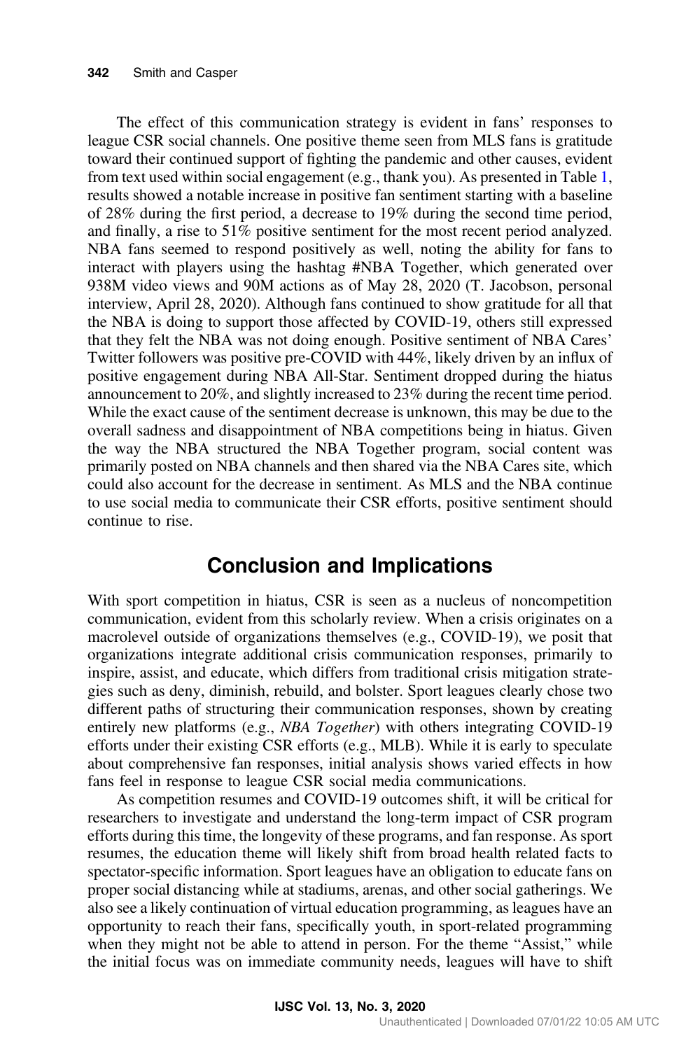The effect of this communication strategy is evident in fans' responses to league CSR social channels. One positive theme seen from MLS fans is gratitude toward their continued support of fighting the pandemic and other causes, evident from text used within social engagement (e.g., thank you). As presented in Table 1, results showed a notable increase in positive fan sentiment starting with a baseline of 28% during the first period, a decrease to 19% during the second time period, and finally, a rise to 51% positive sentiment for the most recent period analyzed. NBA fans seemed to respond positively as well, noting the ability for fans to interact with players using the hashtag #NBA Together, which generated over 938M video views and 90M actions as of May 28, 2020 (T. Jacobson, personal interview, April 28, 2020). Although fans continued to show gratitude for all that the NBA is doing to support those affected by COVID-19, others still expressed that they felt the NBA was not doing enough. Positive sentiment of NBA Cares' Twitter followers was positive pre-COVID with 44%, likely driven by an influx of positive engagement during NBA All-Star. Sentiment dropped during the hiatus announcement to 20%, and slightly increased to 23% during the recent time period. While the exact cause of the sentiment decrease is unknown, this may be due to the overall sadness and disappointment of NBA competitions being in hiatus. Given the way the NBA structured the NBA Together program, social content was primarily posted on NBA channels and then shared via the NBA Cares site, which could also account for the decrease in sentiment. As MLS and the NBA continue to use social media to communicate their CSR efforts, positive sentiment should continue to rise.

## Conclusion and Implications

With sport competition in hiatus, CSR is seen as a nucleus of noncompetition communication, evident from this scholarly review. When a crisis originates on a macrolevel outside of organizations themselves (e.g., COVID-19), we posit that organizations integrate additional crisis communication responses, primarily to inspire, assist, and educate, which differs from traditional crisis mitigation strategies such as deny, diminish, rebuild, and bolster. Sport leagues clearly chose two different paths of structuring their communication responses, shown by creating entirely new platforms (e.g., *NBA Together*) with others integrating COVID-19 efforts under their existing CSR efforts (e.g., MLB). While it is early to speculate about comprehensive fan responses, initial analysis shows varied effects in how fans feel in response to league CSR social media communications.

As competition resumes and COVID-19 outcomes shift, it will be critical for researchers to investigate and understand the long-term impact of CSR program efforts during this time, the longevity of these programs, and fan response. As sport resumes, the education theme will likely shift from broad health related facts to spectator-specific information. Sport leagues have an obligation to educate fans on proper social distancing while at stadiums, arenas, and other social gatherings. We also see a likely continuation of virtual education programming, as leagues have an opportunity to reach their fans, specifically youth, in sport-related programming when they might not be able to attend in person. For the theme "Assist," while the initial focus was on immediate community needs, leagues will have to shift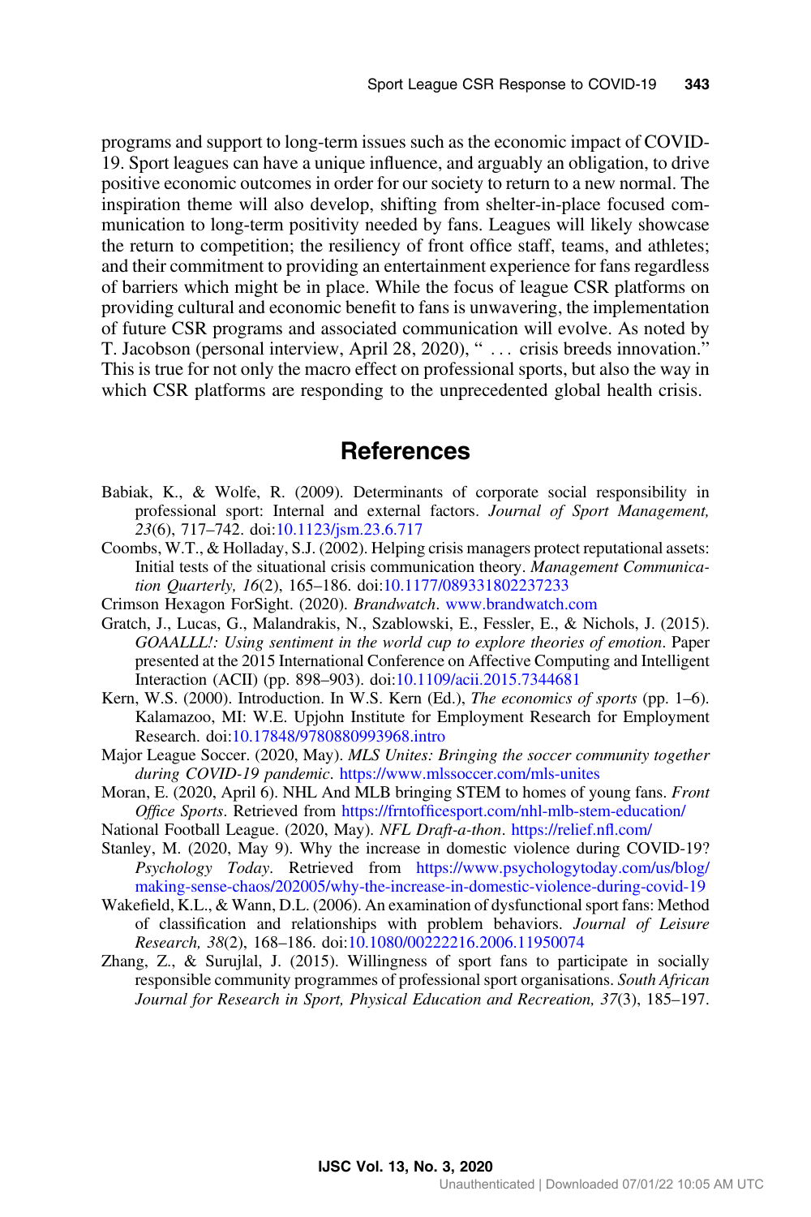programs and support to long-term issues such as the economic impact of COVID-19. Sport leagues can have a unique influence, and arguably an obligation, to drive positive economic outcomes in order for our society to return to a new normal. The inspiration theme will also develop, shifting from shelter-in-place focused communication to long-term positivity needed by fans. Leagues will likely showcase the return to competition; the resiliency of front office staff, teams, and athletes; and their commitment to providing an entertainment experience for fans regardless of barriers which might be in place. While the focus of league CSR platforms on providing cultural and economic benefit to fans is unwavering, the implementation of future CSR programs and associated communication will evolve. As noted by T. Jacobson (personal interview, April 28, 2020), " . . . crisis breeds innovation." This is true for not only the macro effect on professional sports, but also the way in which CSR platforms are responding to the unprecedented global health crisis.

## References

Babiak, K., & Wolfe, R. (2009). Determinants of corporate social responsibility in professional sport: Internal and external factors. *Journal of Sport Management, 23*(6), 717–742. doi:10.1123/jsm.23.6.717

Coombs, W.T., & Holladay, S.J. (2002). Helping crisis managers protect reputational assets: Initial tests of the situational crisis communication theory. *Management Communication Quarterly, 16*(2), 165–186. doi:10.1177/089331802237233

Crimson Hexagon ForSight. (2020). *Brandwatch*. www.brandwatch.com

Gratch, J., Lucas, G., Malandrakis, N., Szablowski, E., Fessler, E., & Nichols, J. (2015). *GOAALLL!: Using sentiment in the world cup to explore theories of emotion*. Paper presented at the 2015 International Conference on Affective Computing and Intelligent Interaction (ACII) (pp. 898–903). doi:10.1109/acii.2015.7344681

Kern, W.S. (2000). Introduction. In W.S. Kern (Ed.), *The economics of sports* (pp. 1–6). Kalamazoo, MI: W.E. Upjohn Institute for Employment Research for Employment Research. doi:10.17848/9780880993968.intro

Major League Soccer. (2020, May). *MLS Unites: Bringing the soccer community together during COVID-19 pandemic*. https://www.mlssoccer.com/mls-unites

Moran, E. (2020, April 6). NHL And MLB bringing STEM to homes of young fans. *Front Office Sports*. Retrieved from https://frntofficesport.com/nhl-mlb-stem-education/

National Football League. (2020, May). *NFL Draft-a-thon*. https://relief.nfl.com/

Stanley, M. (2020, May 9). Why the increase in domestic violence during COVID-19? *Psychology Today*. Retrieved from https://www.psychologytoday.com/us/blog/making-sense-chaos/202005/why-the-increase-in-domestic-violence-during-covid-19

Wakefield, K.L., & Wann, D.L. (2006). An examination of dysfunctional sport fans: Method of classification and relationships with problem behaviors. *Journal of Leisure Research, 38*(2), 168–186. doi:10.1080/00222216.2006.11950074

Zhang, Z., & Surujlal, J. (2015). Willingness of sport fans to participate in socially responsible community programmes of professional sport organisations. *South African Journal for Research in Sport, Physical Education and Recreation, 37*(3), 185–197.